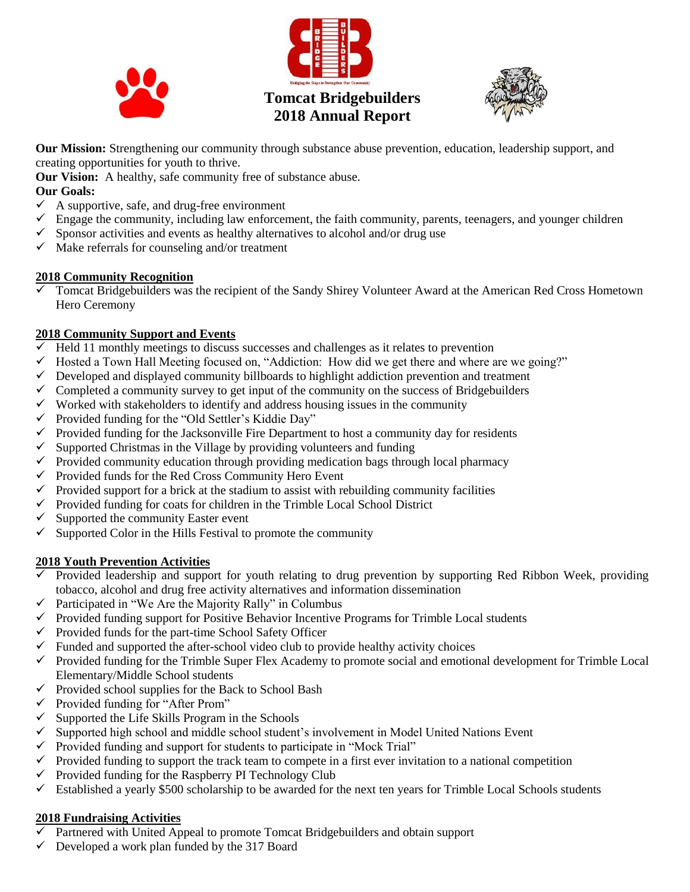# Tomcat Bridgebuilders
# 2018 Annual Report

**Our Mission:** Strengthening our community through substance abuse prevention, education, leadership support, and creating opportunities for youth to thrive.

**Our Vision:** A healthy, safe community free of substance abuse.

**Our Goals:**

- ✓ A supportive, safe, and drug-free environment
- ✓ Engage the community, including law enforcement, the faith community, parents, teenagers, and younger children
- ✓ Sponsor activities and events as healthy alternatives to alcohol and/or drug use
- ✓ Make referrals for counseling and/or treatment

## 2018 Community Recognition

- ✓ Tomcat Bridgebuilders was the recipient of the Sandy Shirey Volunteer Award at the American Red Cross Hometown Hero Ceremony

## 2018 Community Support and Events

- ✓ Held 11 monthly meetings to discuss successes and challenges as it relates to prevention
- ✓ Hosted a Town Hall Meeting focused on, "Addiction: How did we get there and where are we going?"
- ✓ Developed and displayed community billboards to highlight addiction prevention and treatment
- ✓ Completed a community survey to get input of the community on the success of Bridgebuilders
- ✓ Worked with stakeholders to identify and address housing issues in the community
- ✓ Provided funding for the "Old Settler's Kiddie Day"
- ✓ Provided funding for the Jacksonville Fire Department to host a community day for residents
- ✓ Supported Christmas in the Village by providing volunteers and funding
- ✓ Provided community education through providing medication bags through local pharmacy
- ✓ Provided funds for the Red Cross Community Hero Event
- ✓ Provided support for a brick at the stadium to assist with rebuilding community facilities
- ✓ Provided funding for coats for children in the Trimble Local School District
- ✓ Supported the community Easter event
- ✓ Supported Color in the Hills Festival to promote the community

## 2018 Youth Prevention Activities

- ✓ Provided leadership and support for youth relating to drug prevention by supporting Red Ribbon Week, providing tobacco, alcohol and drug free activity alternatives and information dissemination
- ✓ Participated in "We Are the Majority Rally" in Columbus
- ✓ Provided funding support for Positive Behavior Incentive Programs for Trimble Local students
- ✓ Provided funds for the part-time School Safety Officer
- ✓ Funded and supported the after-school video club to provide healthy activity choices
- ✓ Provided funding for the Trimble Super Flex Academy to promote social and emotional development for Trimble Local Elementary/Middle School students
- ✓ Provided school supplies for the Back to School Bash
- ✓ Provided funding for "After Prom"
- ✓ Supported the Life Skills Program in the Schools
- ✓ Supported high school and middle school student's involvement in Model United Nations Event
- ✓ Provided funding and support for students to participate in "Mock Trial"
- ✓ Provided funding to support the track team to compete in a first ever invitation to a national competition
- ✓ Provided funding for the Raspberry PI Technology Club
- ✓ Established a yearly $500 scholarship to be awarded for the next ten years for Trimble Local Schools students

## 2018 Fundraising Activities

- ✓ Partnered with United Appeal to promote Tomcat Bridgebuilders and obtain support
- ✓ Developed a work plan funded by the 317 Board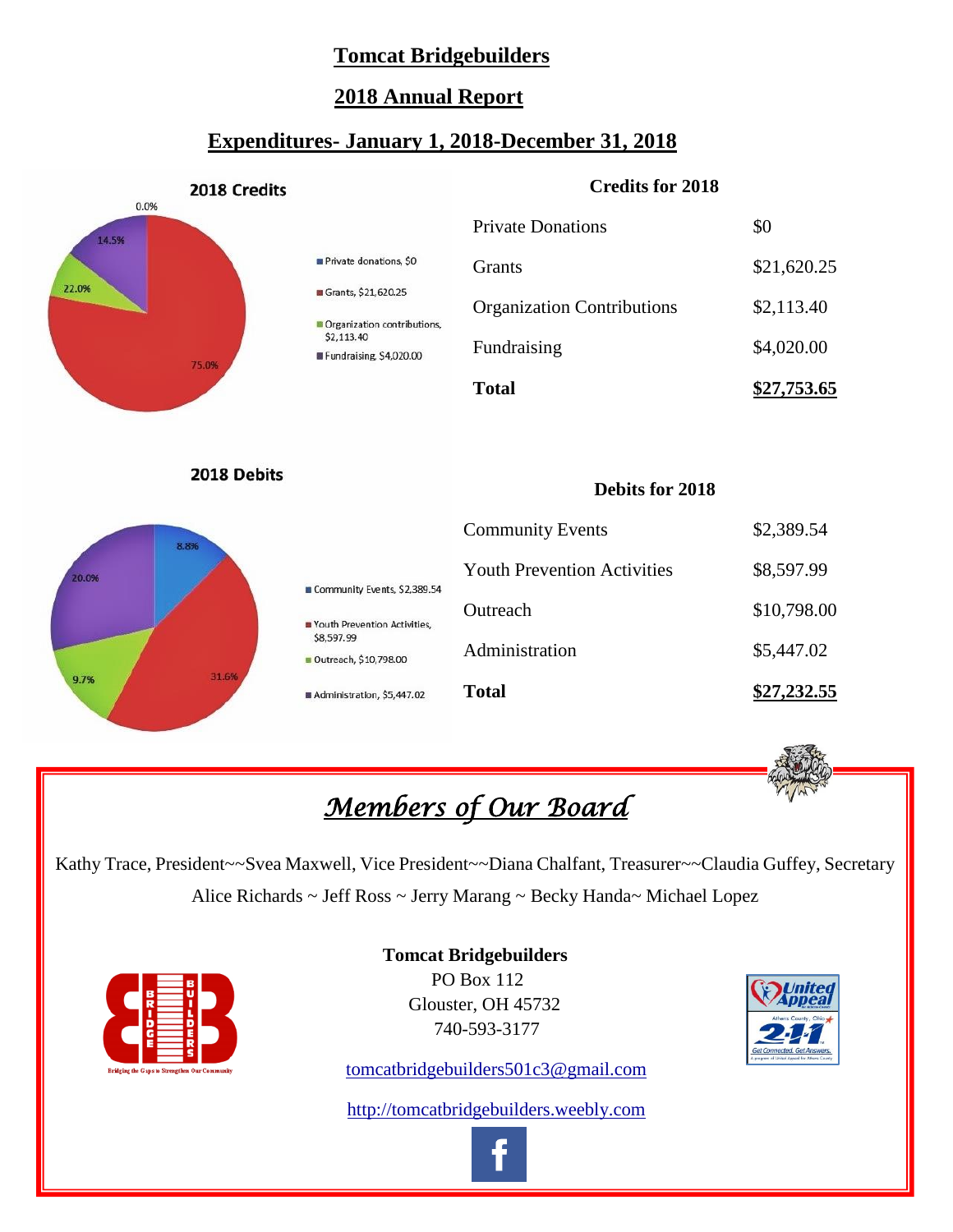# Tomcat Bridgebuilders

## 2018 Annual Report

## Expenditures- January 1, 2018-December 31, 2018

**2018 Credits**

0.0%
14.5%
22.0%
75.0%

Private donations, $0
Grants, $21,620.25
Organization contributions, $2,113.40
Fundraising, $4,020.00

**Credits for 2018**

| | |
|---|---|
| Private Donations | $0 |
| Grants | $21,620.25 |
| Organization Contributions | $2,113.40 |
| Fundraising | $4,020.00 |
| **Total** | **$27,753.65** |

**2018 Debits**

8.8%
20.0%
9.7%
31.6%

Community Events, $2,389.54
Youth Prevention Activities, $8,597.99
Outreach, $10,798.00
Administration, $5,447.02

**Debits for 2018**

| | |
|---|---|
| Community Events | $2,389.54 |
| Youth Prevention Activities | $8,597.99 |
| Outreach | $10,798.00 |
| Administration | $5,447.02 |
| **Total** | **$27,232.55** |

## *Members of Our Board*

Kathy Trace, President~~Svea Maxwell, Vice President~~Diana Chalfant, Treasurer~~Claudia Guffey, Secretary

Alice Richards ~ Jeff Ross ~ Jerry Marang ~ Becky Handa~ Michael Lopez

Bridging the Gaps to Strengthen Our Community

**Tomcat Bridgebuilders**
PO Box 112
Glouster, OH 45732
740-593-3177

tomcatbridgebuilders501c3@gmail.com

http://tomcatbridgebuilders.weebly.com

United Appeal Athens County, Ohio 2-1-1 Get Connected. Get Answers.